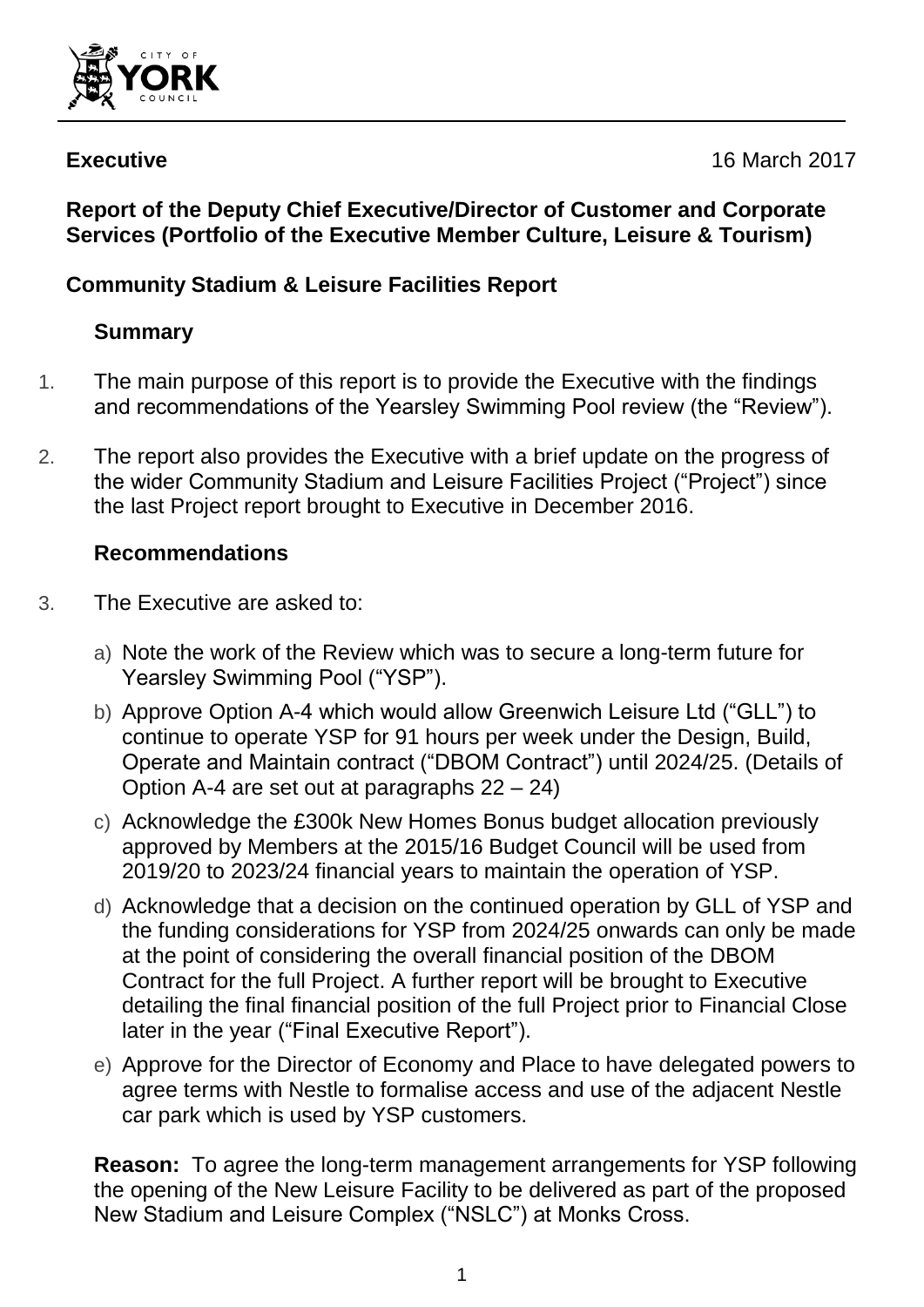CITY OF YORK COUNCIL

**Executive** 16 March 2017

**Report of the Deputy Chief Executive/Director of Customer and Corporate Services (Portfolio of the Executive Member Culture, Leisure & Tourism)**

**Community Stadium & Leisure Facilities Report**

## Summary

1. The main purpose of this report is to provide the Executive with the findings and recommendations of the Yearsley Swimming Pool review (the "Review").

2. The report also provides the Executive with a brief update on the progress of the wider Community Stadium and Leisure Facilities Project ("Project") since the last Project report brought to Executive in December 2016.

## Recommendations

3. The Executive are asked to:

   a) Note the work of the Review which was to secure a long-term future for Yearsley Swimming Pool ("YSP").

   b) Approve Option A-4 which would allow Greenwich Leisure Ltd ("GLL") to continue to operate YSP for 91 hours per week under the Design, Build, Operate and Maintain contract ("DBOM Contract") until 2024/25. (Details of Option A-4 are set out at paragraphs 22 – 24)

   c) Acknowledge the £300k New Homes Bonus budget allocation previously approved by Members at the 2015/16 Budget Council will be used from 2019/20 to 2023/24 financial years to maintain the operation of YSP.

   d) Acknowledge that a decision on the continued operation by GLL of YSP and the funding considerations for YSP from 2024/25 onwards can only be made at the point of considering the overall financial position of the DBOM Contract for the full Project. A further report will be brought to Executive detailing the final financial position of the full Project prior to Financial Close later in the year ("Final Executive Report").

   e) Approve for the Director of Economy and Place to have delegated powers to agree terms with Nestle to formalise access and use of the adjacent Nestle car park which is used by YSP customers.

**Reason:** To agree the long-term management arrangements for YSP following the opening of the New Leisure Facility to be delivered as part of the proposed New Stadium and Leisure Complex ("NSLC") at Monks Cross.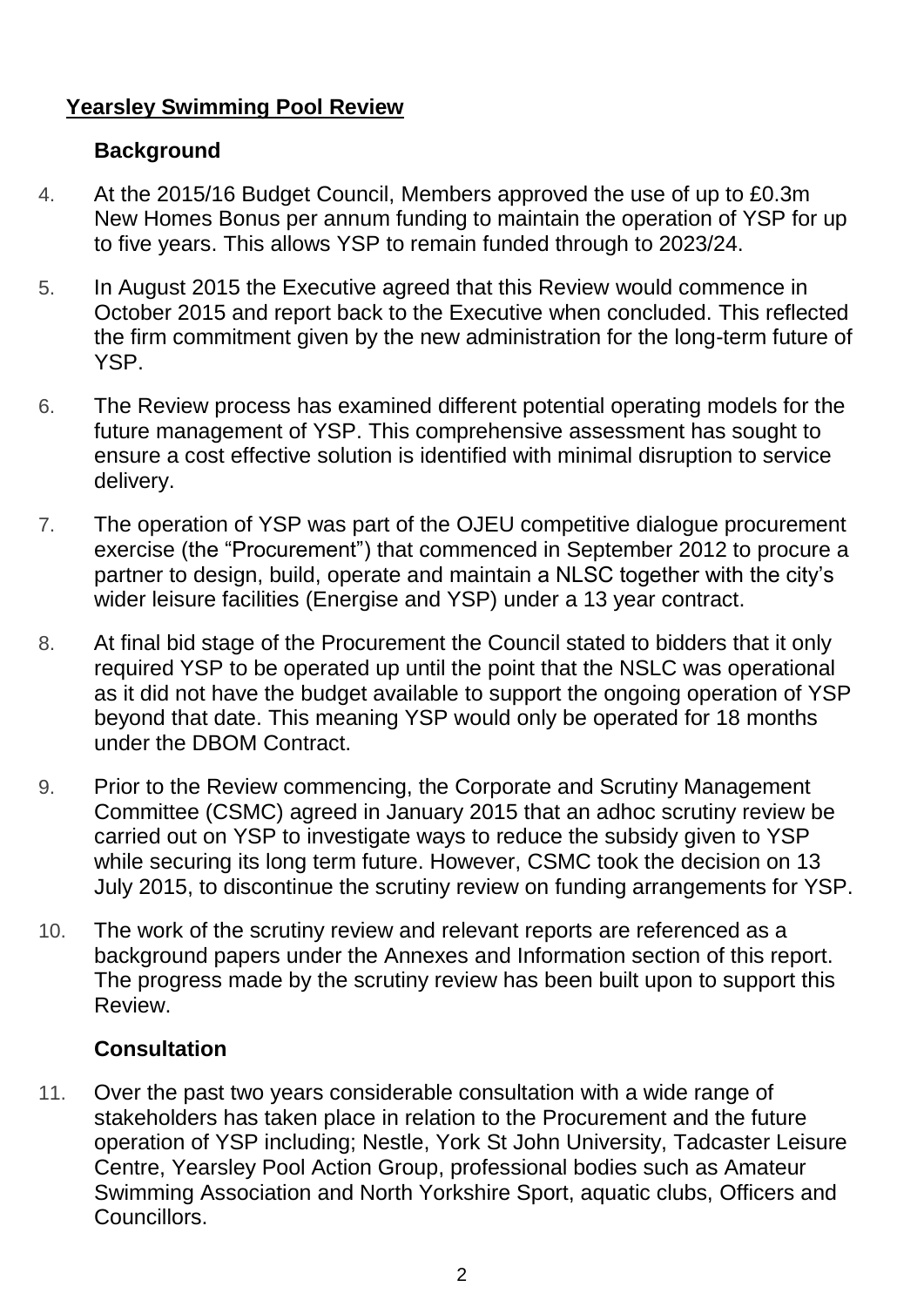## Yearsley Swimming Pool Review

### Background

4. At the 2015/16 Budget Council, Members approved the use of up to £0.3m New Homes Bonus per annum funding to maintain the operation of YSP for up to five years. This allows YSP to remain funded through to 2023/24.

5. In August 2015 the Executive agreed that this Review would commence in October 2015 and report back to the Executive when concluded. This reflected the firm commitment given by the new administration for the long-term future of YSP.

6. The Review process has examined different potential operating models for the future management of YSP. This comprehensive assessment has sought to ensure a cost effective solution is identified with minimal disruption to service delivery.

7. The operation of YSP was part of the OJEU competitive dialogue procurement exercise (the "Procurement") that commenced in September 2012 to procure a partner to design, build, operate and maintain a NLSC together with the city's wider leisure facilities (Energise and YSP) under a 13 year contract.

8. At final bid stage of the Procurement the Council stated to bidders that it only required YSP to be operated up until the point that the NSLC was operational as it did not have the budget available to support the ongoing operation of YSP beyond that date. This meaning YSP would only be operated for 18 months under the DBOM Contract.

9. Prior to the Review commencing, the Corporate and Scrutiny Management Committee (CSMC) agreed in January 2015 that an adhoc scrutiny review be carried out on YSP to investigate ways to reduce the subsidy given to YSP while securing its long term future. However, CSMC took the decision on 13 July 2015, to discontinue the scrutiny review on funding arrangements for YSP.

10. The work of the scrutiny review and relevant reports are referenced as a background papers under the Annexes and Information section of this report. The progress made by the scrutiny review has been built upon to support this Review.

### Consultation

11. Over the past two years considerable consultation with a wide range of stakeholders has taken place in relation to the Procurement and the future operation of YSP including; Nestle, York St John University, Tadcaster Leisure Centre, Yearsley Pool Action Group, professional bodies such as Amateur Swimming Association and North Yorkshire Sport, aquatic clubs, Officers and Councillors.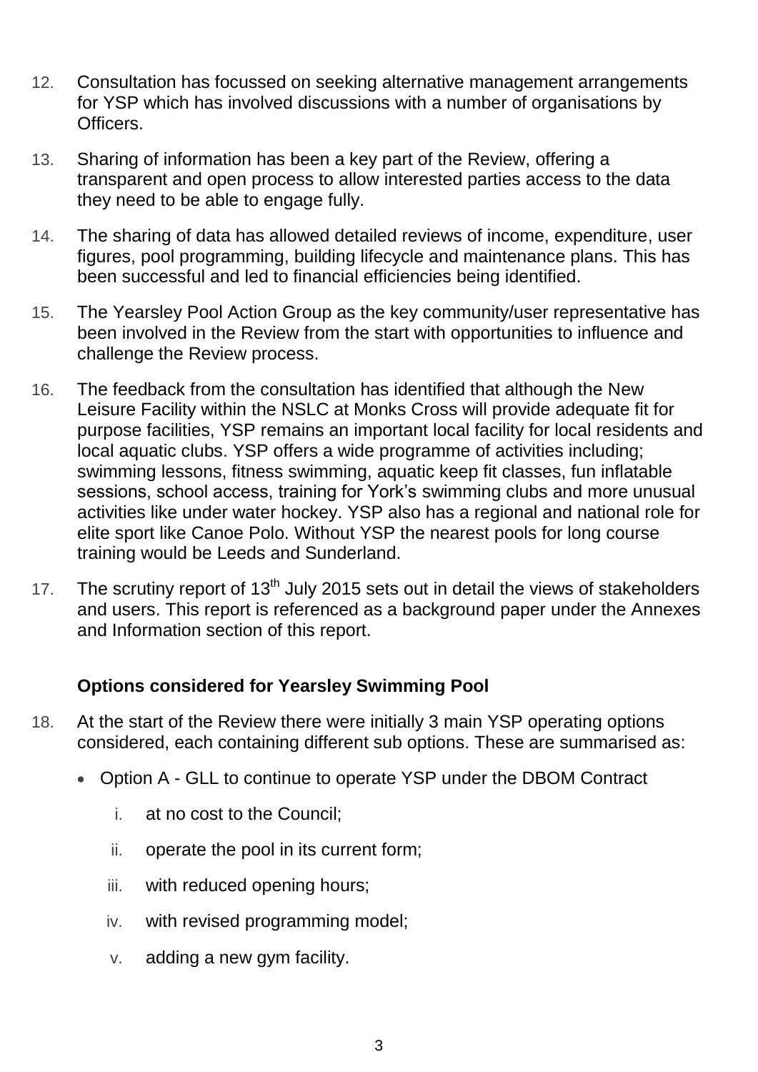12. Consultation has focussed on seeking alternative management arrangements for YSP which has involved discussions with a number of organisations by Officers.

13. Sharing of information has been a key part of the Review, offering a transparent and open process to allow interested parties access to the data they need to be able to engage fully.

14. The sharing of data has allowed detailed reviews of income, expenditure, user figures, pool programming, building lifecycle and maintenance plans. This has been successful and led to financial efficiencies being identified.

15. The Yearsley Pool Action Group as the key community/user representative has been involved in the Review from the start with opportunities to influence and challenge the Review process.

16. The feedback from the consultation has identified that although the New Leisure Facility within the NSLC at Monks Cross will provide adequate fit for purpose facilities, YSP remains an important local facility for local residents and local aquatic clubs. YSP offers a wide programme of activities including; swimming lessons, fitness swimming, aquatic keep fit classes, fun inflatable sessions, school access, training for York's swimming clubs and more unusual activities like under water hockey. YSP also has a regional and national role for elite sport like Canoe Polo. Without YSP the nearest pools for long course training would be Leeds and Sunderland.

17. The scrutiny report of 13th July 2015 sets out in detail the views of stakeholders and users. This report is referenced as a background paper under the Annexes and Information section of this report.

**Options considered for Yearsley Swimming Pool**

18. At the start of the Review there were initially 3 main YSP operating options considered, each containing different sub options. These are summarised as:

- Option A - GLL to continue to operate YSP under the DBOM Contract
  - i. at no cost to the Council;
  - ii. operate the pool in its current form;
  - iii. with reduced opening hours;
  - iv. with revised programming model;
  - v. adding a new gym facility.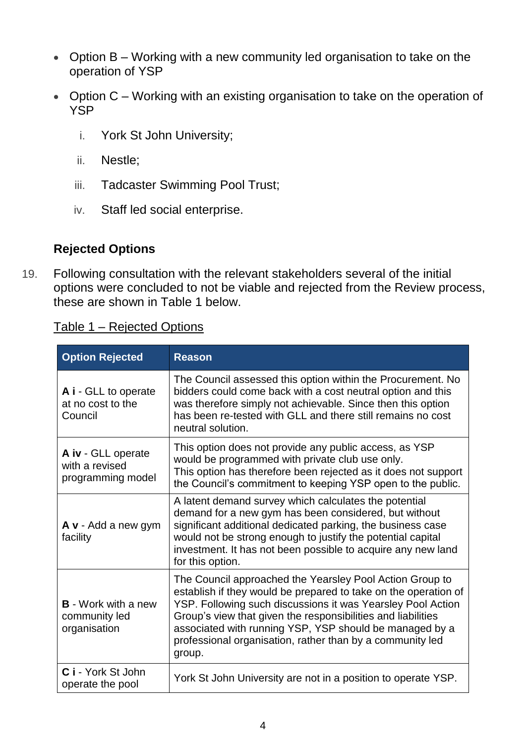- Option B – Working with a new community led organisation to take on the operation of YSP
- Option C – Working with an existing organisation to take on the operation of YSP
    i. York St John University;
    ii. Nestle;
    iii. Tadcaster Swimming Pool Trust;
    iv. Staff led social enterprise.

### Rejected Options

19. Following consultation with the relevant stakeholders several of the initial options were concluded to not be viable and rejected from the Review process, these are shown in Table 1 below.

Table 1 – Rejected Options

| Option Rejected | Reason |
|---|---|
| **A i** - GLL to operate at no cost to the Council | The Council assessed this option within the Procurement. No bidders could come back with a cost neutral option and this was therefore simply not achievable. Since then this option has been re-tested with GLL and there still remains no cost neutral solution. |
| **A iv** - GLL operate with a revised programming model | This option does not provide any public access, as YSP would be programmed with private club use only. This option has therefore been rejected as it does not support the Council's commitment to keeping YSP open to the public. |
| **A v** - Add a new gym facility | A latent demand survey which calculates the potential demand for a new gym has been considered, but without significant additional dedicated parking, the business case would not be strong enough to justify the potential capital investment. It has not been possible to acquire any new land for this option. |
| **B** - Work with a new community led organisation | The Council approached the Yearsley Pool Action Group to establish if they would be prepared to take on the operation of YSP. Following such discussions it was Yearsley Pool Action Group's view that given the responsibilities and liabilities associated with running YSP, YSP should be managed by a professional organisation, rather than by a community led group. |
| **C i** - York St John operate the pool | York St John University are not in a position to operate YSP. |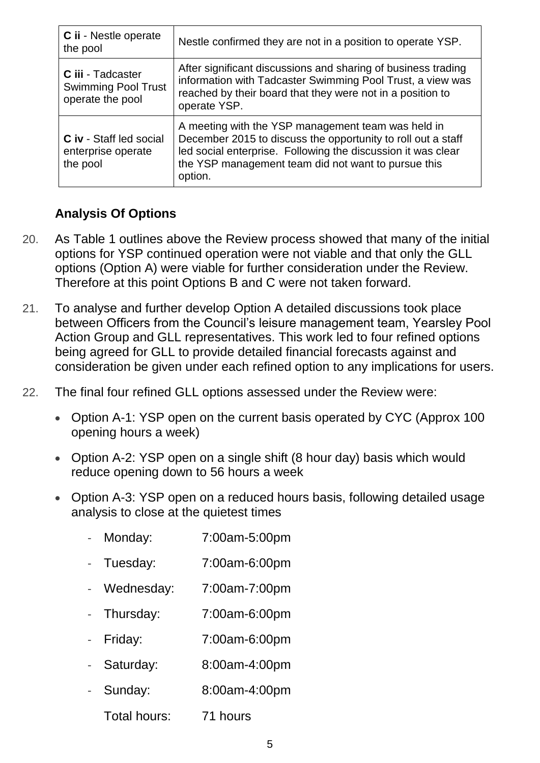| | |
|---|---|
| **C ii** - Nestle operate the pool | Nestle confirmed they are not in a position to operate YSP. |
| **C iii** - Tadcaster Swimming Pool Trust operate the pool | After significant discussions and sharing of business trading information with Tadcaster Swimming Pool Trust, a view was reached by their board that they were not in a position to operate YSP. |
| **C iv** - Staff led social enterprise operate the pool | A meeting with the YSP management team was held in December 2015 to discuss the opportunity to roll out a staff led social enterprise. Following the discussion it was clear the YSP management team did not want to pursue this option. |

### Analysis Of Options

20. As Table 1 outlines above the Review process showed that many of the initial options for YSP continued operation were not viable and that only the GLL options (Option A) were viable for further consideration under the Review. Therefore at this point Options B and C were not taken forward.

21. To analyse and further develop Option A detailed discussions took place between Officers from the Council's leisure management team, Yearsley Pool Action Group and GLL representatives. This work led to four refined options being agreed for GLL to provide detailed financial forecasts against and consideration be given under each refined option to any implications for users.

22. The final four refined GLL options assessed under the Review were:

- Option A-1: YSP open on the current basis operated by CYC (Approx 100 opening hours a week)
- Option A-2: YSP open on a single shift (8 hour day) basis which would reduce opening down to 56 hours a week
- Option A-3: YSP open on a reduced hours basis, following detailed usage analysis to close at the quietest times
  - Monday: 7:00am-5:00pm
  - Tuesday: 7:00am-6:00pm
  - Wednesday: 7:00am-7:00pm
  - Thursday: 7:00am-6:00pm
  - Friday: 7:00am-6:00pm
  - Saturday: 8:00am-4:00pm
  - Sunday: 8:00am-4:00pm

  Total hours: 71 hours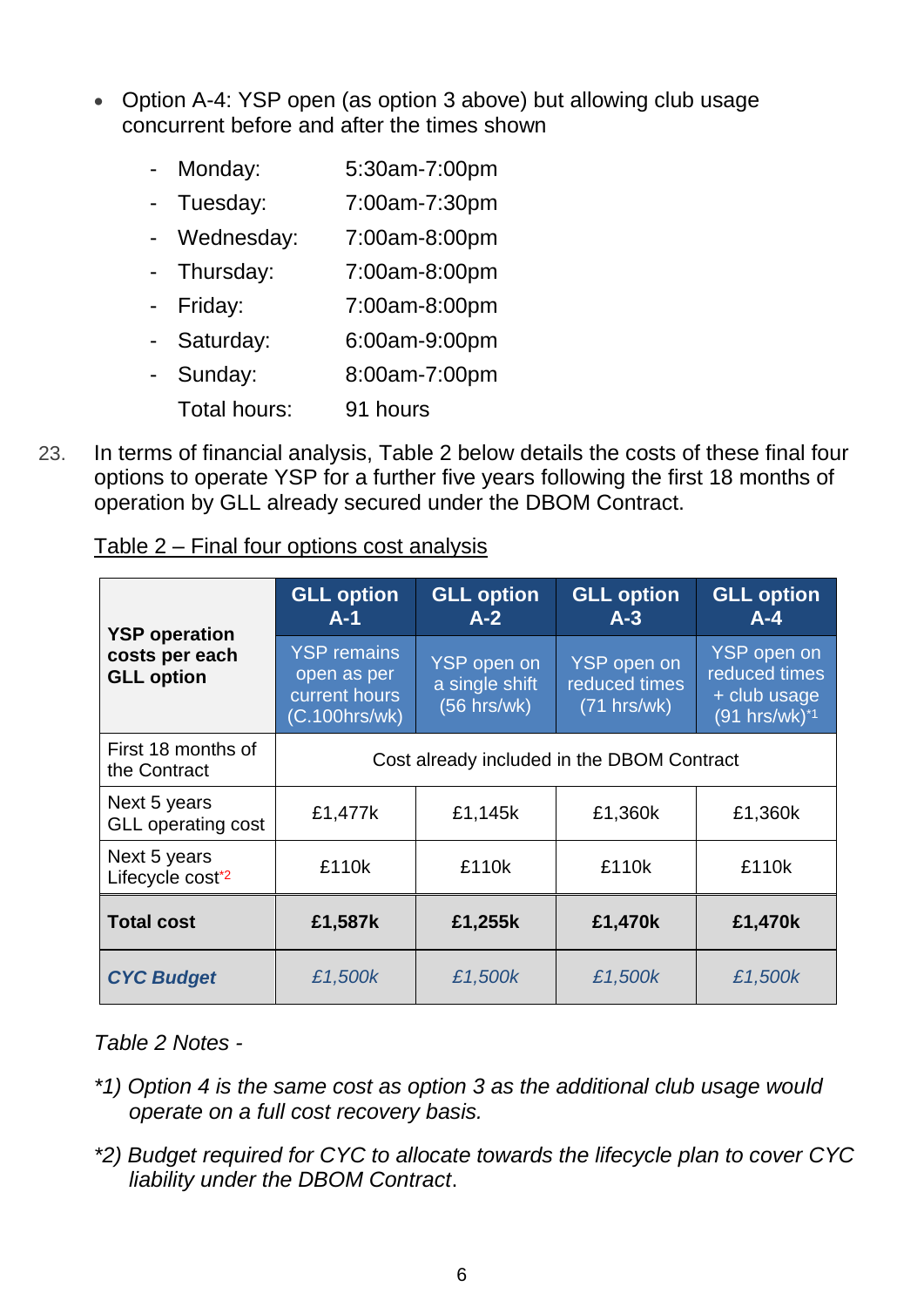- Option A-4: YSP open (as option 3 above) but allowing club usage concurrent before and after the times shown

  - Monday: 5:30am-7:00pm
  - Tuesday: 7:00am-7:30pm
  - Wednesday: 7:00am-8:00pm
  - Thursday: 7:00am-8:00pm
  - Friday: 7:00am-8:00pm
  - Saturday: 6:00am-9:00pm
  - Sunday: 8:00am-7:00pm

  Total hours: 91 hours

23. In terms of financial analysis, Table 2 below details the costs of these final four options to operate YSP for a further five years following the first 18 months of operation by GLL already secured under the DBOM Contract.

Table 2 – Final four options cost analysis

| YSP operation costs per each GLL option | GLL option A-1 | GLL option A-2 | GLL option A-3 | GLL option A-4 |
|---|---|---|---|---|
| | YSP remains open as per current hours (C.100hrs/wk) | YSP open on a single shift (56 hrs/wk) | YSP open on reduced times (71 hrs/wk) | YSP open on reduced times + club usage (91 hrs/wk)*1 |
| First 18 months of the Contract | Cost already included in the DBOM Contract | | | |
| Next 5 years GLL operating cost | £1,477k | £1,145k | £1,360k | £1,360k |
| Next 5 years Lifecycle cost*2 | £110k | £110k | £110k | £110k |
| **Total cost** | **£1,587k** | **£1,255k** | **£1,470k** | **£1,470k** |
| ***CYC Budget*** | *£1,500k* | *£1,500k* | *£1,500k* | *£1,500k* |

*Table 2 Notes -*

*\*1) Option 4 is the same cost as option 3 as the additional club usage would operate on a full cost recovery basis.*

*\*2) Budget required for CYC to allocate towards the lifecycle plan to cover CYC liability under the DBOM Contract.*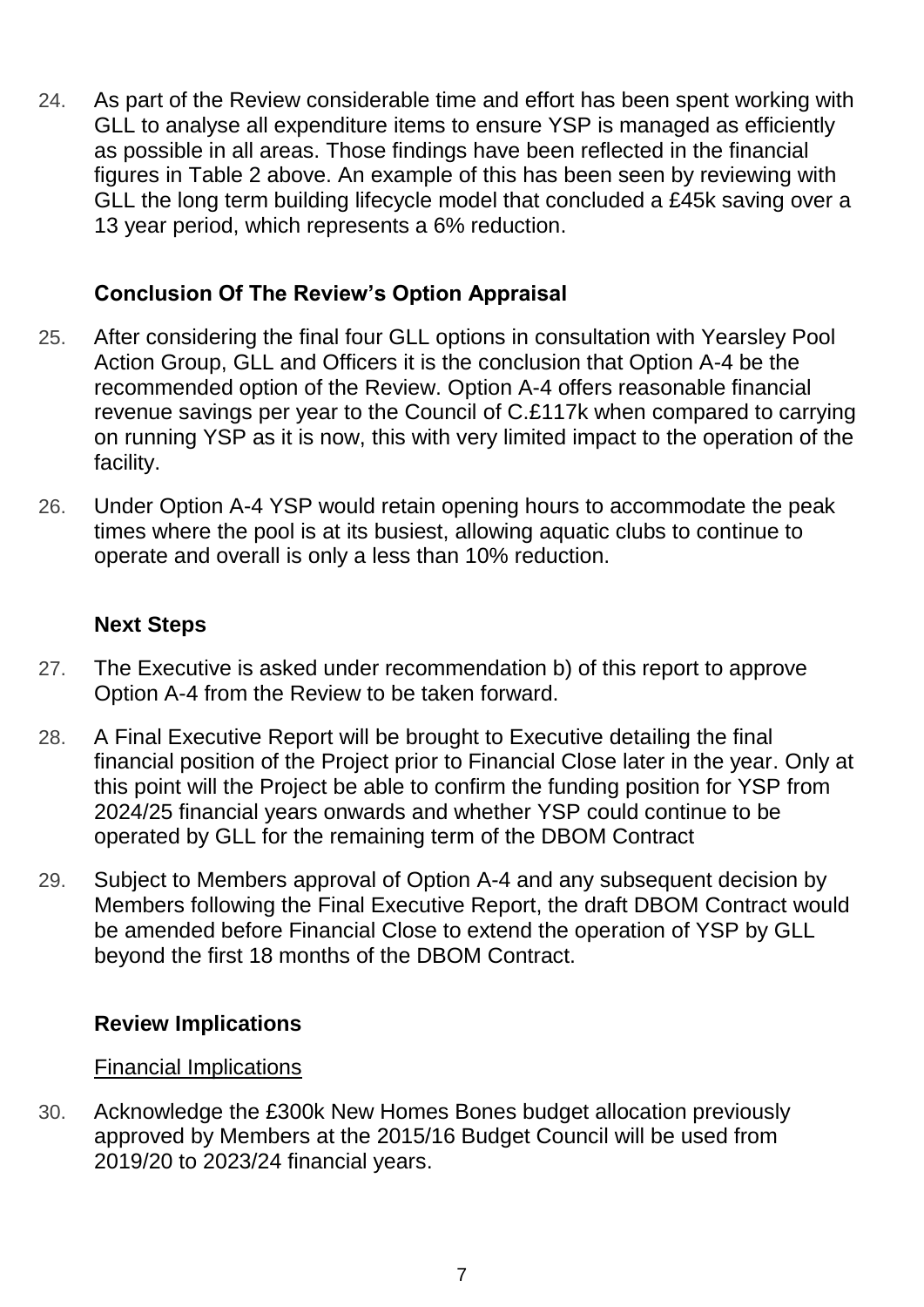24. As part of the Review considerable time and effort has been spent working with GLL to analyse all expenditure items to ensure YSP is managed as efficiently as possible in all areas. Those findings have been reflected in the financial figures in Table 2 above. An example of this has been seen by reviewing with GLL the long term building lifecycle model that concluded a £45k saving over a 13 year period, which represents a 6% reduction.

### Conclusion Of The Review's Option Appraisal

25. After considering the final four GLL options in consultation with Yearsley Pool Action Group, GLL and Officers it is the conclusion that Option A-4 be the recommended option of the Review. Option A-4 offers reasonable financial revenue savings per year to the Council of C.£117k when compared to carrying on running YSP as it is now, this with very limited impact to the operation of the facility.

26. Under Option A-4 YSP would retain opening hours to accommodate the peak times where the pool is at its busiest, allowing aquatic clubs to continue to operate and overall is only a less than 10% reduction.

### Next Steps

27. The Executive is asked under recommendation b) of this report to approve Option A-4 from the Review to be taken forward.

28. A Final Executive Report will be brought to Executive detailing the final financial position of the Project prior to Financial Close later in the year. Only at this point will the Project be able to confirm the funding position for YSP from 2024/25 financial years onwards and whether YSP could continue to be operated by GLL for the remaining term of the DBOM Contract

29. Subject to Members approval of Option A-4 and any subsequent decision by Members following the Final Executive Report, the draft DBOM Contract would be amended before Financial Close to extend the operation of YSP by GLL beyond the first 18 months of the DBOM Contract.

### Review Implications

Financial Implications

30. Acknowledge the £300k New Homes Bones budget allocation previously approved by Members at the 2015/16 Budget Council will be used from 2019/20 to 2023/24 financial years.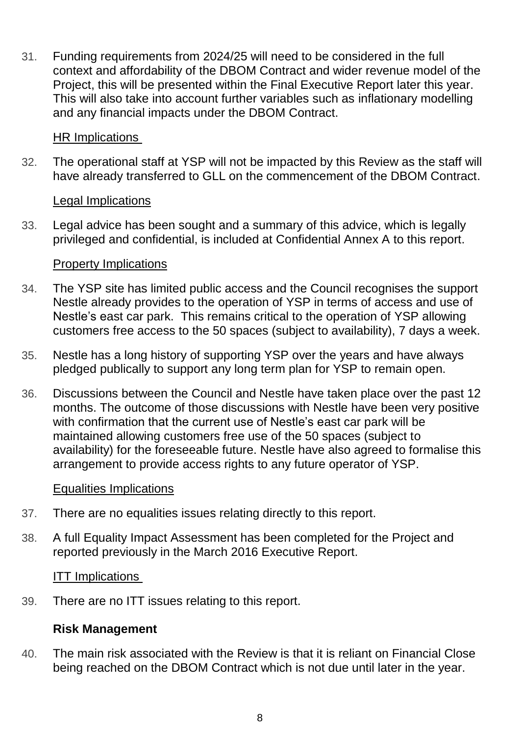31. Funding requirements from 2024/25 will need to be considered in the full context and affordability of the DBOM Contract and wider revenue model of the Project, this will be presented within the Final Executive Report later this year. This will also take into account further variables such as inflationary modelling and any financial impacts under the DBOM Contract.

<u>HR Implications</u>

32. The operational staff at YSP will not be impacted by this Review as the staff will have already transferred to GLL on the commencement of the DBOM Contract.

<u>Legal Implications</u>

33. Legal advice has been sought and a summary of this advice, which is legally privileged and confidential, is included at Confidential Annex A to this report.

<u>Property Implications</u>

34. The YSP site has limited public access and the Council recognises the support Nestle already provides to the operation of YSP in terms of access and use of Nestle's east car park. This remains critical to the operation of YSP allowing customers free access to the 50 spaces (subject to availability), 7 days a week.

35. Nestle has a long history of supporting YSP over the years and have always pledged publically to support any long term plan for YSP to remain open.

36. Discussions between the Council and Nestle have taken place over the past 12 months. The outcome of those discussions with Nestle have been very positive with confirmation that the current use of Nestle's east car park will be maintained allowing customers free use of the 50 spaces (subject to availability) for the foreseeable future. Nestle have also agreed to formalise this arrangement to provide access rights to any future operator of YSP.

<u>Equalities Implications</u>

37. There are no equalities issues relating directly to this report.

38. A full Equality Impact Assessment has been completed for the Project and reported previously in the March 2016 Executive Report.

<u>ITT Implications</u>

39. There are no ITT issues relating to this report.

**Risk Management**

40. The main risk associated with the Review is that it is reliant on Financial Close being reached on the DBOM Contract which is not due until later in the year.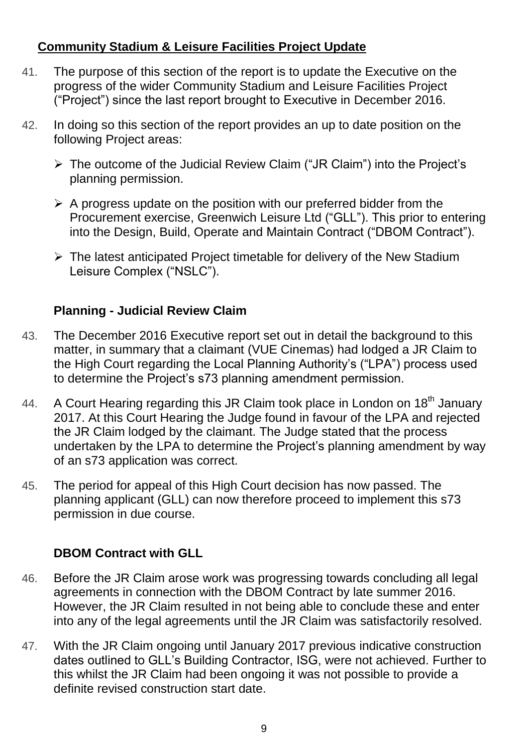## Community Stadium & Leisure Facilities Project Update

41. The purpose of this section of the report is to update the Executive on the progress of the wider Community Stadium and Leisure Facilities Project ("Project") since the last report brought to Executive in December 2016.

42. In doing so this section of the report provides an up to date position on the following Project areas:

    - The outcome of the Judicial Review Claim ("JR Claim") into the Project's planning permission.
    - A progress update on the position with our preferred bidder from the Procurement exercise, Greenwich Leisure Ltd ("GLL"). This prior to entering into the Design, Build, Operate and Maintain Contract ("DBOM Contract").
    - The latest anticipated Project timetable for delivery of the New Stadium Leisure Complex ("NSLC").

### Planning - Judicial Review Claim

43. The December 2016 Executive report set out in detail the background to this matter, in summary that a claimant (VUE Cinemas) had lodged a JR Claim to the High Court regarding the Local Planning Authority's ("LPA") process used to determine the Project's s73 planning amendment permission.

44. A Court Hearing regarding this JR Claim took place in London on 18th January 2017. At this Court Hearing the Judge found in favour of the LPA and rejected the JR Claim lodged by the claimant. The Judge stated that the process undertaken by the LPA to determine the Project's planning amendment by way of an s73 application was correct.

45. The period for appeal of this High Court decision has now passed. The planning applicant (GLL) can now therefore proceed to implement this s73 permission in due course.

### DBOM Contract with GLL

46. Before the JR Claim arose work was progressing towards concluding all legal agreements in connection with the DBOM Contract by late summer 2016. However, the JR Claim resulted in not being able to conclude these and enter into any of the legal agreements until the JR Claim was satisfactorily resolved.

47. With the JR Claim ongoing until January 2017 previous indicative construction dates outlined to GLL's Building Contractor, ISG, were not achieved. Further to this whilst the JR Claim had been ongoing it was not possible to provide a definite revised construction start date.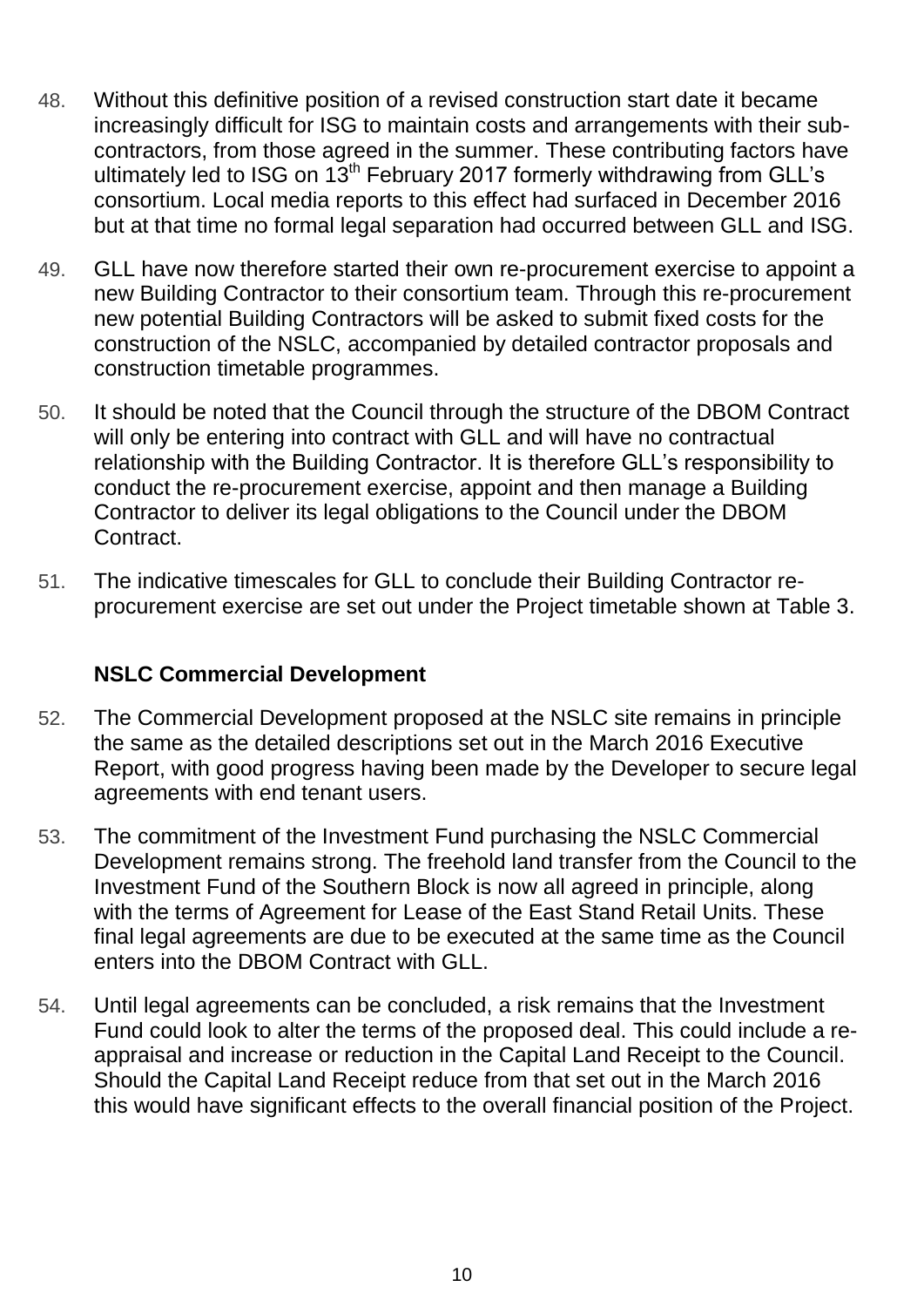48. Without this definitive position of a revised construction start date it became increasingly difficult for ISG to maintain costs and arrangements with their sub-contractors, from those agreed in the summer. These contributing factors have ultimately led to ISG on 13th February 2017 formerly withdrawing from GLL's consortium. Local media reports to this effect had surfaced in December 2016 but at that time no formal legal separation had occurred between GLL and ISG.

49. GLL have now therefore started their own re-procurement exercise to appoint a new Building Contractor to their consortium team. Through this re-procurement new potential Building Contractors will be asked to submit fixed costs for the construction of the NSLC, accompanied by detailed contractor proposals and construction timetable programmes.

50. It should be noted that the Council through the structure of the DBOM Contract will only be entering into contract with GLL and will have no contractual relationship with the Building Contractor. It is therefore GLL's responsibility to conduct the re-procurement exercise, appoint and then manage a Building Contractor to deliver its legal obligations to the Council under the DBOM Contract.

51. The indicative timescales for GLL to conclude their Building Contractor re-procurement exercise are set out under the Project timetable shown at Table 3.

**NSLC Commercial Development**

52. The Commercial Development proposed at the NSLC site remains in principle the same as the detailed descriptions set out in the March 2016 Executive Report, with good progress having been made by the Developer to secure legal agreements with end tenant users.

53. The commitment of the Investment Fund purchasing the NSLC Commercial Development remains strong. The freehold land transfer from the Council to the Investment Fund of the Southern Block is now all agreed in principle, along with the terms of Agreement for Lease of the East Stand Retail Units. These final legal agreements are due to be executed at the same time as the Council enters into the DBOM Contract with GLL.

54. Until legal agreements can be concluded, a risk remains that the Investment Fund could look to alter the terms of the proposed deal. This could include a re-appraisal and increase or reduction in the Capital Land Receipt to the Council. Should the Capital Land Receipt reduce from that set out in the March 2016 this would have significant effects to the overall financial position of the Project.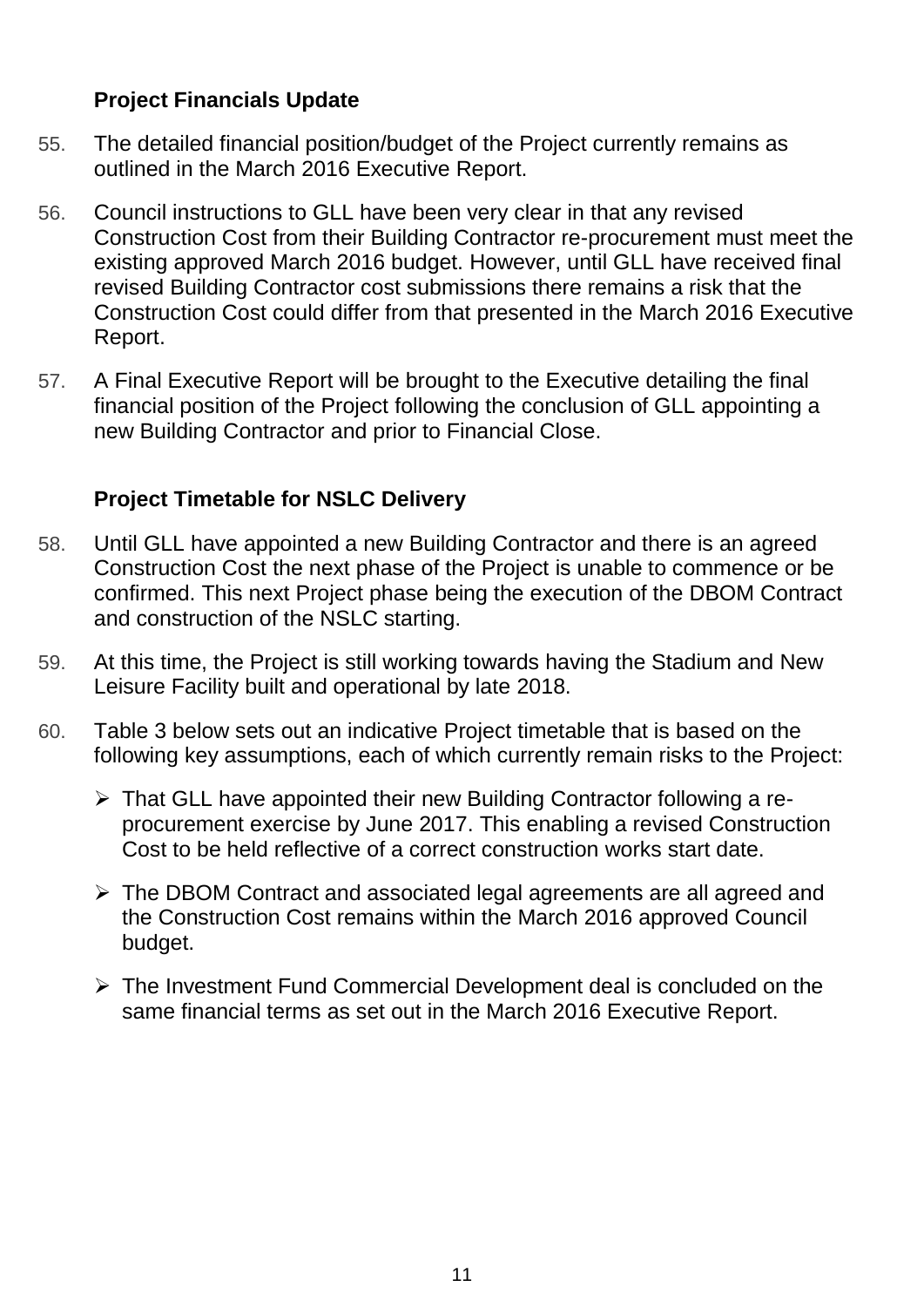**Project Financials Update**

55. The detailed financial position/budget of the Project currently remains as outlined in the March 2016 Executive Report.

56. Council instructions to GLL have been very clear in that any revised Construction Cost from their Building Contractor re-procurement must meet the existing approved March 2016 budget. However, until GLL have received final revised Building Contractor cost submissions there remains a risk that the Construction Cost could differ from that presented in the March 2016 Executive Report.

57. A Final Executive Report will be brought to the Executive detailing the final financial position of the Project following the conclusion of GLL appointing a new Building Contractor and prior to Financial Close.

**Project Timetable for NSLC Delivery**

58. Until GLL have appointed a new Building Contractor and there is an agreed Construction Cost the next phase of the Project is unable to commence or be confirmed. This next Project phase being the execution of the DBOM Contract and construction of the NSLC starting.

59. At this time, the Project is still working towards having the Stadium and New Leisure Facility built and operational by late 2018.

60. Table 3 below sets out an indicative Project timetable that is based on the following key assumptions, each of which currently remain risks to the Project:

    - That GLL have appointed their new Building Contractor following a re-procurement exercise by June 2017. This enabling a revised Construction Cost to be held reflective of a correct construction works start date.

    - The DBOM Contract and associated legal agreements are all agreed and the Construction Cost remains within the March 2016 approved Council budget.

    - The Investment Fund Commercial Development deal is concluded on the same financial terms as set out in the March 2016 Executive Report.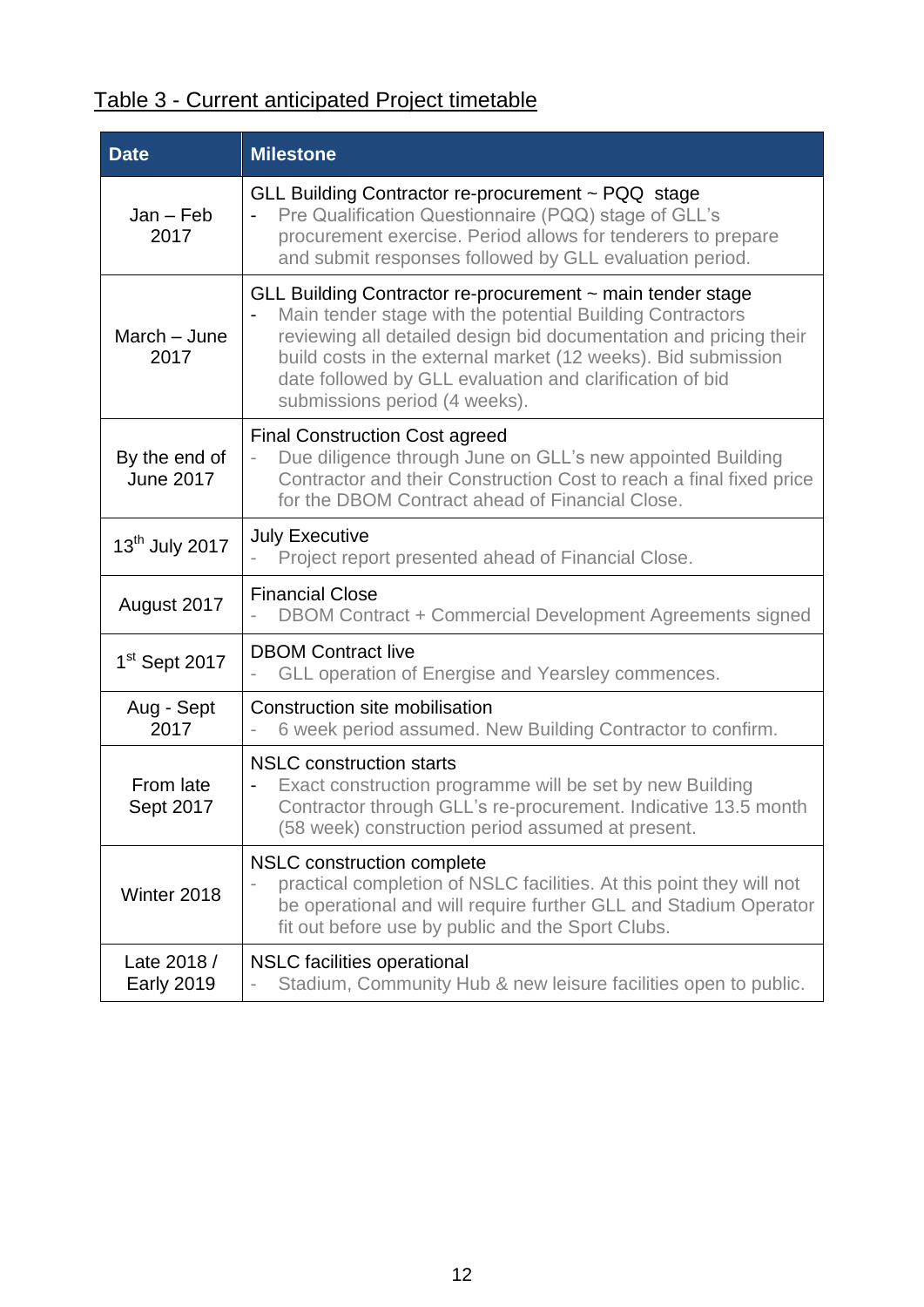Table 3 - Current anticipated Project timetable

| Date | Milestone |
|---|---|
| Jan – Feb 2017 | GLL Building Contractor re-procurement ~ PQQ stage<br>- Pre Qualification Questionnaire (PQQ) stage of GLL's procurement exercise. Period allows for tenderers to prepare and submit responses followed by GLL evaluation period. |
| March – June 2017 | GLL Building Contractor re-procurement ~ main tender stage<br>- Main tender stage with the potential Building Contractors reviewing all detailed design bid documentation and pricing their build costs in the external market (12 weeks). Bid submission date followed by GLL evaluation and clarification of bid submissions period (4 weeks). |
| By the end of June 2017 | Final Construction Cost agreed<br>- Due diligence through June on GLL's new appointed Building Contractor and their Construction Cost to reach a final fixed price for the DBOM Contract ahead of Financial Close. |
| 13th July 2017 | July Executive<br>- Project report presented ahead of Financial Close. |
| August 2017 | Financial Close<br>- DBOM Contract + Commercial Development Agreements signed |
| 1st Sept 2017 | DBOM Contract live<br>- GLL operation of Energise and Yearsley commences. |
| Aug - Sept 2017 | Construction site mobilisation<br>- 6 week period assumed. New Building Contractor to confirm. |
| From late Sept 2017 | NSLC construction starts<br>- Exact construction programme will be set by new Building Contractor through GLL's re-procurement. Indicative 13.5 month (58 week) construction period assumed at present. |
| Winter 2018 | NSLC construction complete<br>- practical completion of NSLC facilities. At this point they will not be operational and will require further GLL and Stadium Operator fit out before use by public and the Sport Clubs. |
| Late 2018 / Early 2019 | NSLC facilities operational<br>- Stadium, Community Hub & new leisure facilities open to public. |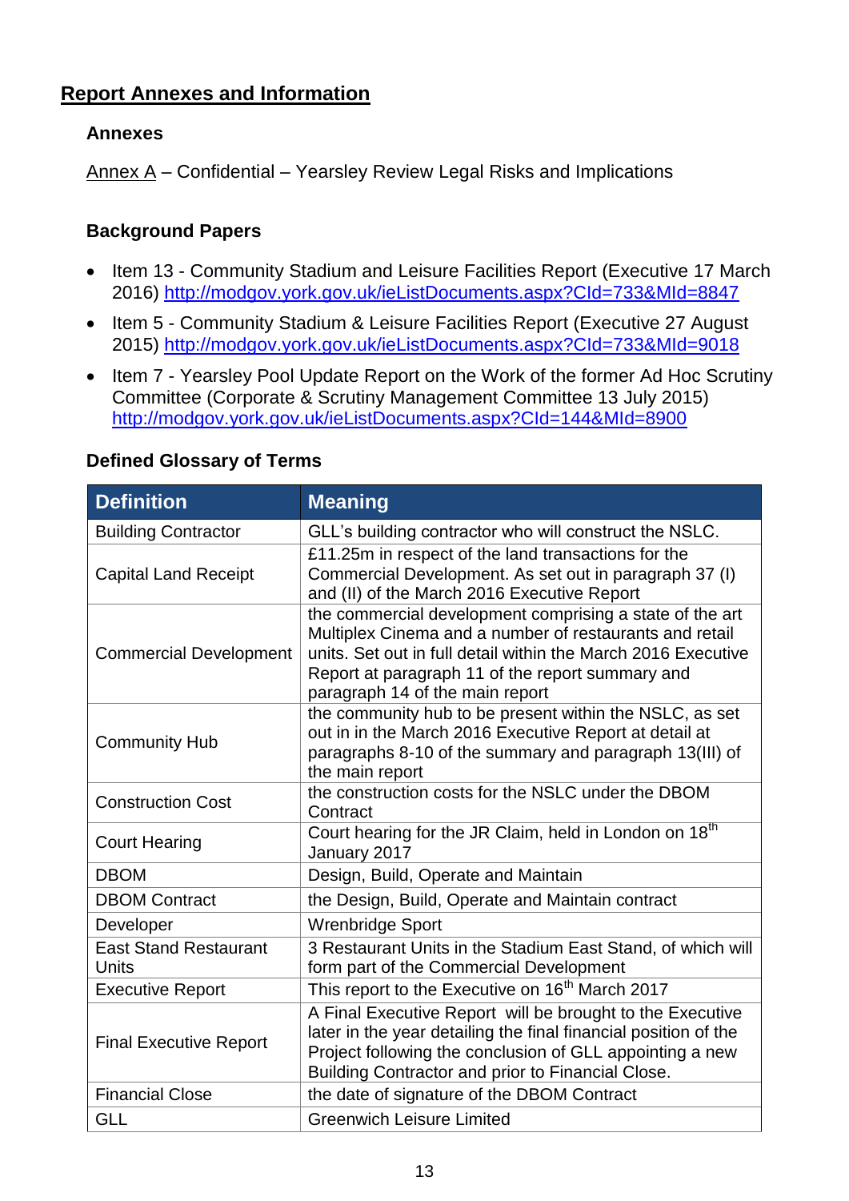## Report Annexes and Information

### Annexes

Annex A – Confidential – Yearsley Review Legal Risks and Implications

### Background Papers

- Item 13 - Community Stadium and Leisure Facilities Report (Executive 17 March 2016) http://modgov.york.gov.uk/ieListDocuments.aspx?CId=733&MId=8847
- Item 5 - Community Stadium & Leisure Facilities Report (Executive 27 August 2015) http://modgov.york.gov.uk/ieListDocuments.aspx?CId=733&MId=9018
- Item 7 - Yearsley Pool Update Report on the Work of the former Ad Hoc Scrutiny Committee (Corporate & Scrutiny Management Committee 13 July 2015) http://modgov.york.gov.uk/ieListDocuments.aspx?CId=144&MId=8900

### Defined Glossary of Terms

| Definition | Meaning |
|---|---|
| Building Contractor | GLL's building contractor who will construct the NSLC. |
| Capital Land Receipt | £11.25m in respect of the land transactions for the Commercial Development. As set out in paragraph 37 (I) and (II) of the March 2016 Executive Report |
| Commercial Development | the commercial development comprising a state of the art Multiplex Cinema and a number of restaurants and retail units. Set out in full detail within the March 2016 Executive Report at paragraph 11 of the report summary and paragraph 14 of the main report |
| Community Hub | the community hub to be present within the NSLC, as set out in in the March 2016 Executive Report at detail at paragraphs 8-10 of the summary and paragraph 13(III) of the main report |
| Construction Cost | the construction costs for the NSLC under the DBOM Contract |
| Court Hearing | Court hearing for the JR Claim, held in London on 18th January 2017 |
| DBOM | Design, Build, Operate and Maintain |
| DBOM Contract | the Design, Build, Operate and Maintain contract |
| Developer | Wrenbridge Sport |
| East Stand Restaurant Units | 3 Restaurant Units in the Stadium East Stand, of which will form part of the Commercial Development |
| Executive Report | This report to the Executive on 16th March 2017 |
| Final Executive Report | A Final Executive Report will be brought to the Executive later in the year detailing the final financial position of the Project following the conclusion of GLL appointing a new Building Contractor and prior to Financial Close. |
| Financial Close | the date of signature of the DBOM Contract |
| GLL | Greenwich Leisure Limited |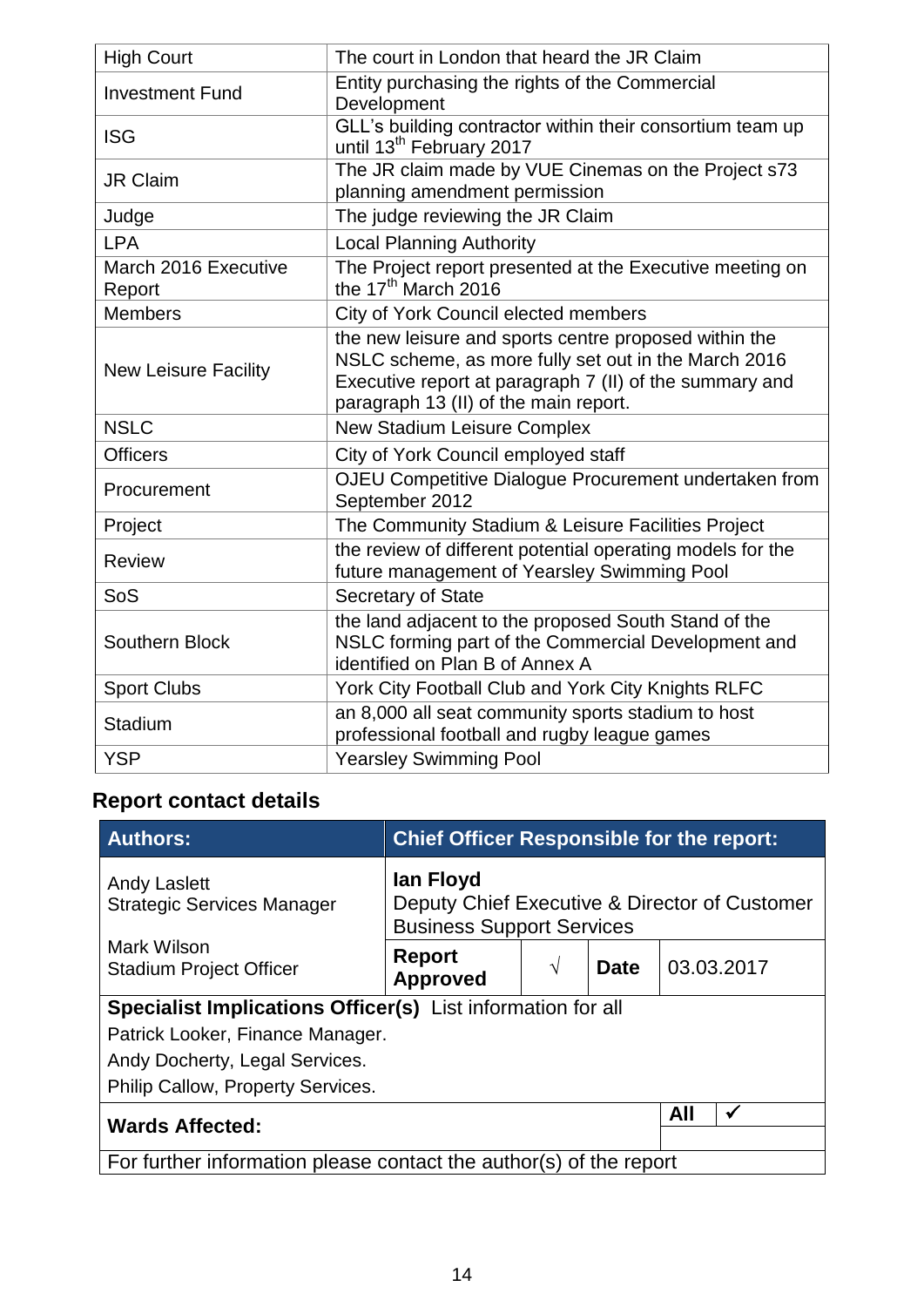| | |
|---|---|
| High Court | The court in London that heard the JR Claim |
| Investment Fund | Entity purchasing the rights of the Commercial Development |
| ISG | GLL's building contractor within their consortium team up until 13th February 2017 |
| JR Claim | The JR claim made by VUE Cinemas on the Project s73 planning amendment permission |
| Judge | The judge reviewing the JR Claim |
| LPA | Local Planning Authority |
| March 2016 Executive Report | The Project report presented at the Executive meeting on the 17th March 2016 |
| Members | City of York Council elected members |
| New Leisure Facility | the new leisure and sports centre proposed within the NSLC scheme, as more fully set out in the March 2016 Executive report at paragraph 7 (II) of the summary and paragraph 13 (II) of the main report. |
| NSLC | New Stadium Leisure Complex |
| Officers | City of York Council employed staff |
| Procurement | OJEU Competitive Dialogue Procurement undertaken from September 2012 |
| Project | The Community Stadium & Leisure Facilities Project |
| Review | the review of different potential operating models for the future management of Yearsley Swimming Pool |
| SoS | Secretary of State |
| Southern Block | the land adjacent to the proposed South Stand of the NSLC forming part of the Commercial Development and identified on Plan B of Annex A |
| Sport Clubs | York City Football Club and York City Knights RLFC |
| Stadium | an 8,000 all seat community sports stadium to host professional football and rugby league games |
| YSP | Yearsley Swimming Pool |

## Report contact details

| **Authors:** | **Chief Officer Responsible for the report:** | | | |
|---|---|---|---|---|
| Andy Laslett<br>Strategic Services Manager<br><br>Mark Wilson<br>Stadium Project Officer | **Ian Floyd**<br>Deputy Chief Executive & Director of Customer Business Support Services | | | |
| | **Report Approved** | √ | **Date** | 03.03.2017 |

**Specialist Implications Officer(s)** List information for all

Patrick Looker, Finance Manager.
Andy Docherty, Legal Services.
Philip Callow, Property Services.

| | | |
|---|---|---|
| **Wards Affected:** | **All** | ✓ |

For further information please contact the author(s) of the report